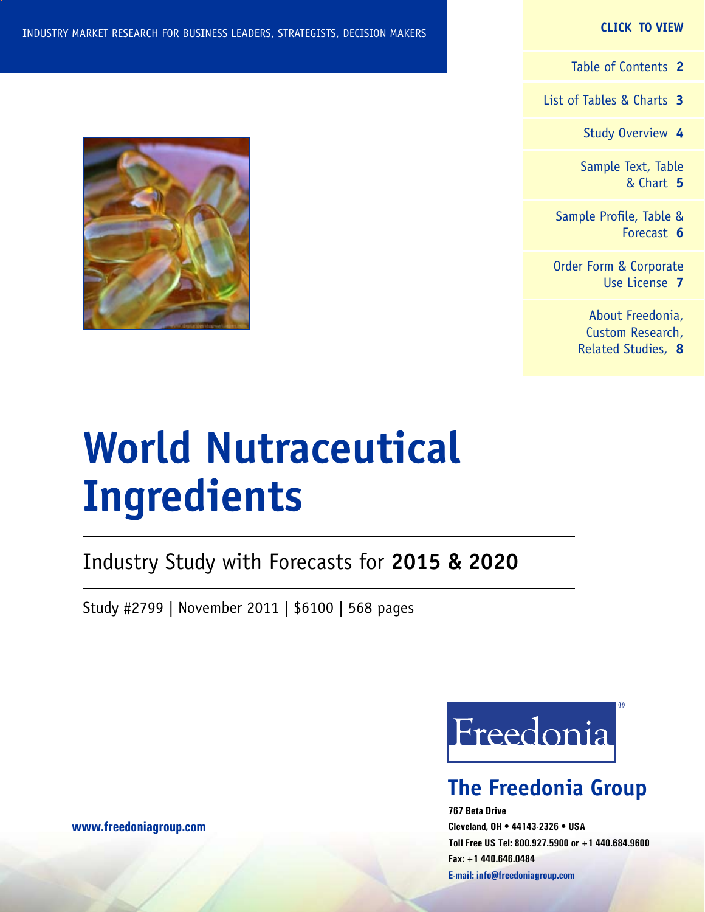INDUSTRY MARKET RESEARCH FOR BUSINESS LEADERS, STRATEGISTS, DECISION MAKERS

**CLICK TO VIEW**

- Table of Contents **2**
- List of Tables & Charts **3**
- Study Overview **4**
- Sample Text, Table & Chart **5**
- Sample Profile, Table & Forecast **6**
- Order Form & Corporate Use License **7**
- About Freedonia, Custom Research, Related Studies, **8**

# World Nutraceutical Ingredients

## Industry Study with Forecasts for **2015 & 2020**

Study #2799 | November 2011 | $6100 | 568 pages

Freedonia®

## The Freedonia Group

**767 Beta Drive**
**Cleveland, OH • 44143-2326 • USA**
**Toll Free US Tel: 800.927.5900 or +1 440.684.9600**
**Fax: +1 440.646.0484**
**E-mail: info@freedoniagroup.com**

**www.freedoniagroup.com**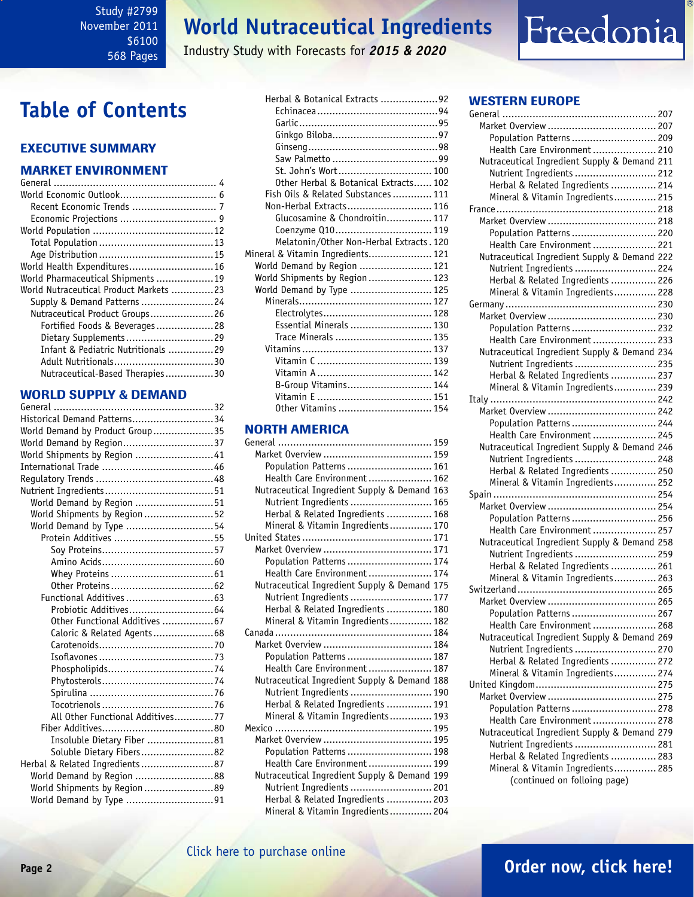Study #2799
November 2011
$6100
568 Pages

# World Nutraceutical Ingredients

Industry Study with Forecasts for *2015 & 2020*

Freedonia

# Table of Contents

## EXECUTIVE SUMMARY

## MARKET ENVIRONMENT

- General .......... 4
- World Economic Outlook .......... 6
  - Recent Economic Trends .......... 7
  - Economic Projections .......... 9
- World Population .......... 12
  - Total Population .......... 13
  - Age Distribution .......... 15
- World Health Expenditures .......... 16
- World Pharmaceutical Shipments .......... 19
- World Nutraceutical Product Markets .......... 23
  - Supply & Demand Patterns .......... 24
  - Nutraceutical Product Groups .......... 26
    - Fortified Foods & Beverages .......... 28
    - Dietary Supplements .......... 29
    - Infant & Pediatric Nutritionals .......... 29
    - Adult Nutritionals .......... 30
    - Nutraceutical-Based Therapies .......... 30

## WORLD SUPPLY & DEMAND

- General .......... 32
- Historical Demand Patterns .......... 34
- World Demand by Product Group .......... 35
- World Demand by Region .......... 37
- World Shipments by Region .......... 41
- International Trade .......... 46
- Regulatory Trends .......... 48
- Nutrient Ingredients .......... 51
  - World Demand by Region .......... 51
  - World Shipments by Region .......... 52
  - World Demand by Type .......... 54
    - Protein Additives .......... 55
      - Soy Proteins .......... 57
      - Amino Acids .......... 60
      - Whey Proteins .......... 61
      - Other Proteins .......... 62
    - Functional Additives .......... 63
      - Probiotic Additives .......... 64
      - Other Functional Additives .......... 67
      - Caloric & Related Agents .......... 68
      - Carotenoids .......... 70
      - Isoflavones .......... 73
      - Phospholipids .......... 74
      - Phytosterols .......... 74
      - Spirulina .......... 76
      - Tocotrienols .......... 76
      - All Other Functional Additives .......... 77
    - Fiber Additives .......... 80
      - Insoluble Dietary Fiber .......... 81
      - Soluble Dietary Fibers .......... 82
- Herbal & Related Ingredients .......... 87
  - World Demand by Region .......... 88
  - World Shipments by Region .......... 89
  - World Demand by Type .......... 91
    - Herbal & Botanical Extracts .......... 92
      - Echinacea .......... 94
      - Garlic .......... 95
      - Ginkgo Biloba .......... 97
      - Ginseng .......... 98
      - Saw Palmetto .......... 99
      - St. John's Wort .......... 100
      - Other Herbal & Botanical Extracts .......... 102
    - Fish Oils & Related Substances .......... 111
    - Non-Herbal Extracts .......... 116
      - Glucosamine & Chondroitin .......... 117
      - Coenzyme Q10 .......... 119
      - Melatonin/Other Non-Herbal Extracts .......... 120
- Mineral & Vitamin Ingredients .......... 121
  - World Demand by Region .......... 121
  - World Shipments by Region .......... 123
  - World Demand by Type .......... 125
    - Minerals .......... 127
      - Electrolytes .......... 128
      - Essential Minerals .......... 130
      - Trace Minerals .......... 135
    - Vitamins .......... 137
      - Vitamin C .......... 139
      - Vitamin A .......... 142
      - B-Group Vitamins .......... 144
      - Vitamin E .......... 151
      - Other Vitamins .......... 154

## NORTH AMERICA

- General .......... 159
  - Market Overview .......... 159
    - Population Patterns .......... 161
    - Health Care Environment .......... 162
  - Nutraceutical Ingredient Supply & Demand .......... 163
    - Nutrient Ingredients .......... 165
    - Herbal & Related Ingredients .......... 168
    - Mineral & Vitamin Ingredients .......... 170
- United States .......... 171
  - Market Overview .......... 171
    - Population Patterns .......... 174
    - Health Care Environment .......... 174
  - Nutraceutical Ingredient Supply & Demand .......... 175
    - Nutrient Ingredients .......... 177
    - Herbal & Related Ingredients .......... 180
    - Mineral & Vitamin Ingredients .......... 182
- Canada .......... 184
  - Market Overview .......... 184
    - Population Patterns .......... 187
    - Health Care Environment .......... 187
  - Nutraceutical Ingredient Supply & Demand .......... 188
    - Nutrient Ingredients .......... 190
    - Herbal & Related Ingredients .......... 191
    - Mineral & Vitamin Ingredients .......... 193
- Mexico .......... 195
  - Market Overview .......... 195
    - Population Patterns .......... 198
    - Health Care Environment .......... 199
  - Nutraceutical Ingredient Supply & Demand .......... 199
    - Nutrient Ingredients .......... 201
    - Herbal & Related Ingredients .......... 203
    - Mineral & Vitamin Ingredients .......... 204

## WESTERN EUROPE

- General .......... 207
  - Market Overview .......... 207
    - Population Patterns .......... 209
    - Health Care Environment .......... 210
  - Nutraceutical Ingredient Supply & Demand .......... 211
    - Nutrient Ingredients .......... 212
    - Herbal & Related Ingredients .......... 214
    - Mineral & Vitamin Ingredients .......... 215
- France .......... 218
  - Market Overview .......... 218
    - Population Patterns .......... 220
    - Health Care Environment .......... 221
  - Nutraceutical Ingredient Supply & Demand .......... 222
    - Nutrient Ingredients .......... 224
    - Herbal & Related Ingredients .......... 226
    - Mineral & Vitamin Ingredients .......... 228
- Germany .......... 230
  - Market Overview .......... 230
    - Population Patterns .......... 232
    - Health Care Environment .......... 233
  - Nutraceutical Ingredient Supply & Demand .......... 234
    - Nutrient Ingredients .......... 235
    - Herbal & Related Ingredients .......... 237
    - Mineral & Vitamin Ingredients .......... 239
- Italy .......... 242
  - Market Overview .......... 242
    - Population Patterns .......... 244
    - Health Care Environment .......... 245
  - Nutraceutical Ingredient Supply & Demand .......... 246
    - Nutrient Ingredients .......... 248
    - Herbal & Related Ingredients .......... 250
    - Mineral & Vitamin Ingredients .......... 252
- Spain .......... 254
  - Market Overview .......... 254
    - Population Patterns .......... 256
    - Health Care Environment .......... 257
  - Nutraceutical Ingredient Supply & Demand .......... 258
    - Nutrient Ingredients .......... 259
    - Herbal & Related Ingredients .......... 261
    - Mineral & Vitamin Ingredients .......... 263
- Switzerland .......... 265
  - Market Overview .......... 265
    - Population Patterns .......... 267
    - Health Care Environment .......... 268
  - Nutraceutical Ingredient Supply & Demand .......... 269
    - Nutrient Ingredients .......... 270
    - Herbal & Related Ingredients .......... 272
    - Mineral & Vitamin Ingredients .......... 274
- United Kingdom .......... 275
  - Market Overview .......... 275
    - Population Patterns .......... 278
    - Health Care Environment .......... 278
  - Nutraceutical Ingredient Supply & Demand .......... 279
    - Nutrient Ingredients .......... 281
    - Herbal & Related Ingredients .......... 283
    - Mineral & Vitamin Ingredients .......... 285

(continued on folloing page)

Click here to purchase online

**Order now, click here!**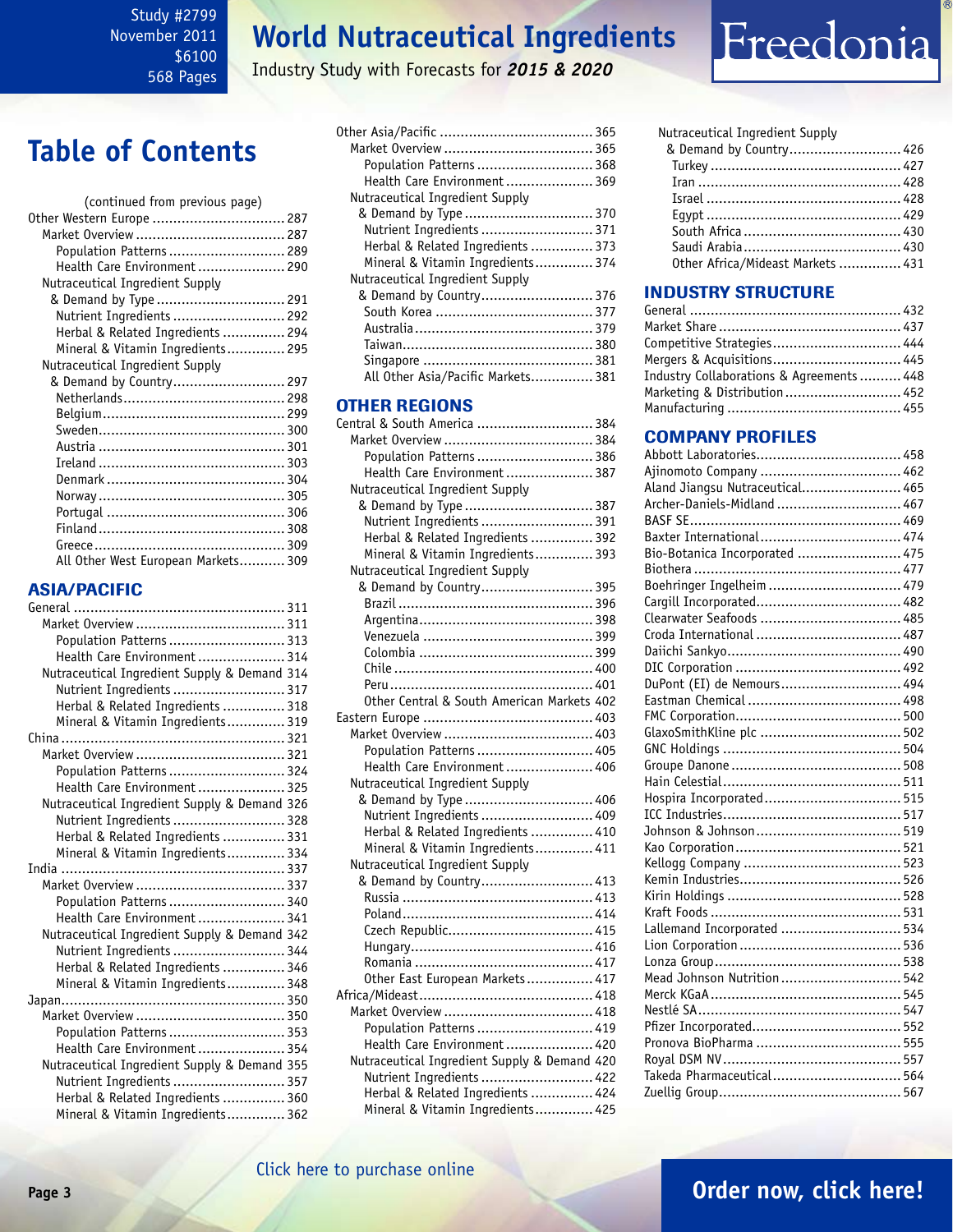# Table of Contents

(continued from previous page)

Other Western Europe ................................ 287
- Market Overview .................................... 287
  - Population Patterns ............................ 289
  - Health Care Environment ..................... 290
- Nutraceutical Ingredient Supply & Demand by Type ............................... 291
  - Nutrient Ingredients ........................... 292
  - Herbal & Related Ingredients ............... 294
  - Mineral & Vitamin Ingredients .............. 295
- Nutraceutical Ingredient Supply & Demand by Country ........................... 297
  - Netherlands ....................................... 298
  - Belgium ............................................ 299
  - Sweden ............................................. 300
  - Austria ............................................. 301
  - Ireland ............................................. 303
  - Denmark ........................................... 304
  - Norway ............................................. 305
  - Portugal ........................................... 306
  - Finland ............................................. 308
  - Greece .............................................. 309
  - All Other West European Markets........... 309

## ASIA/PACIFIC

General ................................................... 311
- Market Overview .................................... 311
  - Population Patterns ............................ 313
  - Health Care Environment ..................... 314
- Nutraceutical Ingredient Supply & Demand 317
  - Nutrient Ingredients ........................... 317
  - Herbal & Related Ingredients ............... 318
  - Mineral & Vitamin Ingredients .............. 319

China ...................................................... 321
- Market Overview .................................... 321
  - Population Patterns ............................ 324
  - Health Care Environment ..................... 325
- Nutraceutical Ingredient Supply & Demand 326
  - Nutrient Ingredients ........................... 328
  - Herbal & Related Ingredients ............... 331
  - Mineral & Vitamin Ingredients .............. 334

India ....................................................... 337
- Market Overview .................................... 337
  - Population Patterns ............................ 340
  - Health Care Environment ..................... 341
- Nutraceutical Ingredient Supply & Demand 342
  - Nutrient Ingredients ........................... 344
  - Herbal & Related Ingredients ............... 346
  - Mineral & Vitamin Ingredients .............. 348

Japan ...................................................... 350
- Market Overview .................................... 350
  - Population Patterns ............................ 353
  - Health Care Environment ..................... 354
- Nutraceutical Ingredient Supply & Demand 355
  - Nutrient Ingredients ........................... 357
  - Herbal & Related Ingredients ............... 360
  - Mineral & Vitamin Ingredients .............. 362

Other Asia/Pacific ..................................... 365
- Market Overview .................................... 365
  - Population Patterns ............................ 368
  - Health Care Environment ..................... 369
- Nutraceutical Ingredient Supply & Demand by Type ............................... 370
  - Nutrient Ingredients ........................... 371
  - Herbal & Related Ingredients ............... 373
  - Mineral & Vitamin Ingredients .............. 374
- Nutraceutical Ingredient Supply & Demand by Country ........................... 376
  - South Korea ...................................... 377
  - Australia ........................................... 379
  - Taiwan .............................................. 380
  - Singapore .......................................... 381
  - All Other Asia/Pacific Markets............... 381

## OTHER REGIONS

Central & South America ............................ 384
- Market Overview .................................... 384
  - Population Patterns ............................ 386
  - Health Care Environment ..................... 387
- Nutraceutical Ingredient Supply & Demand by Type ............................... 387
  - Nutrient Ingredients ........................... 391
  - Herbal & Related Ingredients ............... 392
  - Mineral & Vitamin Ingredients .............. 393
- Nutraceutical Ingredient Supply & Demand by Country ........................... 395
  - Brazil ............................................... 396
  - Argentina .......................................... 398
  - Venezuela ......................................... 399
  - Colombia .......................................... 399
  - Chile ................................................ 400
  - Peru ................................................. 401
  - Other Central & South American Markets 402

Eastern Europe ......................................... 403
- Market Overview .................................... 403
  - Population Patterns ............................ 405
  - Health Care Environment ..................... 406
- Nutraceutical Ingredient Supply & Demand by Type ............................... 406
  - Nutrient Ingredients ........................... 409
  - Herbal & Related Ingredients ............... 410
  - Mineral & Vitamin Ingredients .............. 411
- Nutraceutical Ingredient Supply & Demand by Country ........................... 413
  - Russia .............................................. 413
  - Poland .............................................. 414
  - Czech Republic ................................... 415
  - Hungary ............................................ 416
  - Romania ........................................... 417
  - Other East European Markets ................ 417

Africa/Mideast .......................................... 418
- Market Overview .................................... 418
  - Population Patterns ............................ 419
  - Health Care Environment ..................... 420
- Nutraceutical Ingredient Supply & Demand 420
  - Nutrient Ingredients ........................... 422
  - Herbal & Related Ingredients ............... 424
  - Mineral & Vitamin Ingredients .............. 425
- Nutraceutical Ingredient Supply & Demand by Country ........................... 426
  - Turkey .............................................. 427
  - Iran ................................................. 428
  - Israel ............................................... 428
  - Egypt ............................................... 429
  - South Africa ...................................... 430
  - Saudi Arabia ...................................... 430
  - Other Africa/Mideast Markets ............... 431

## INDUSTRY STRUCTURE

General ................................................... 432
Market Share ............................................ 437
Competitive Strategies ............................... 444
Mergers & Acquisitions ............................... 445
Industry Collaborations & Agreements .......... 448
Marketing & Distribution ............................ 452
Manufacturing .......................................... 455

## COMPANY PROFILES

Abbott Laboratories ................................... 458
Ajinomoto Company .................................. 462
Aland Jiangsu Nutraceutical ........................ 465
Archer-Daniels-Midland .............................. 467
BASF SE ................................................... 469
Baxter International ................................... 474
Bio-Botanica Incorporated .......................... 475
Biothera .................................................. 477
Boehringer Ingelheim ................................ 479
Cargill Incorporated ................................... 482
Clearwater Seafoods .................................. 485
Croda International ................................... 487
Daiichi Sankyo .......................................... 490
DIC Corporation ........................................ 492
DuPont (EI) de Nemours ............................. 494
Eastman Chemical ..................................... 498
FMC Corporation ....................................... 500
GlaxoSmithKline plc .................................. 502
GNC Holdings ........................................... 504
Groupe Danone ......................................... 508
Hain Celestial ........................................... 511
Hospira Incorporated ................................. 515
ICC Industries ........................................... 517
Johnson & Johnson .................................... 519
Kao Corporation ........................................ 521
Kellogg Company ...................................... 523
Kemin Industries ....................................... 526
Kirin Holdings ........................................... 528
Kraft Foods .............................................. 531
Lallemand Incorporated ............................. 534
Lion Corporation ....................................... 536
Lonza Group ............................................. 538
Mead Johnson Nutrition ............................. 542
Merck KGaA .............................................. 545
Nestlé SA ................................................. 547
Pfizer Incorporated .................................... 552
Pronova BioPharma ................................... 555
Royal DSM NV ........................................... 557
Takeda Pharmaceutical ............................... 564
Zuellig Group ............................................ 567

Click here to purchase online

Order now, click here!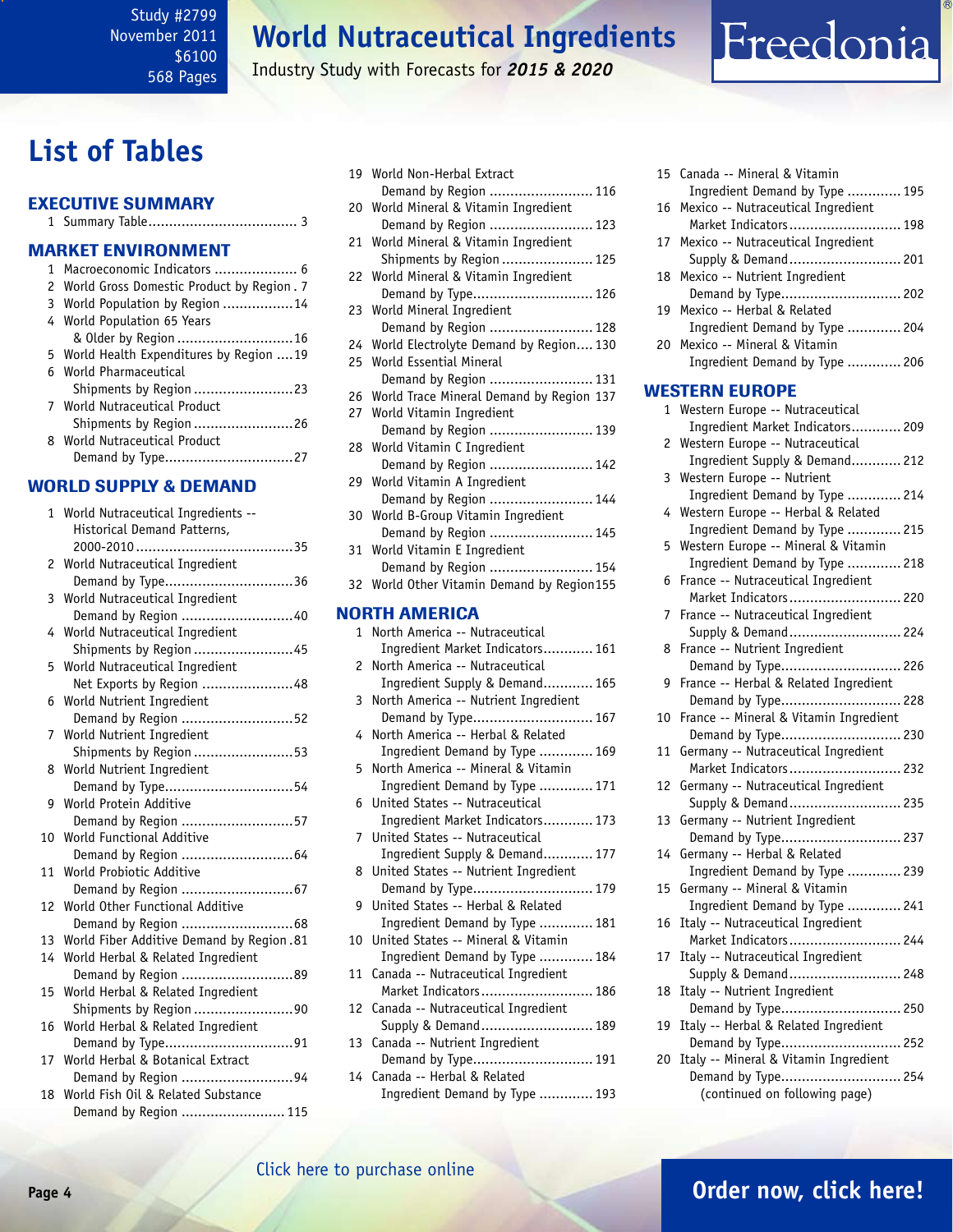# List of Tables

## EXECUTIVE SUMMARY

1 Summary Table .................................... 3

## MARKET ENVIRONMENT

1 Macroeconomic Indicators .................... 6
2 World Gross Domestic Product by Region . 7
3 World Population by Region .................14
4 World Population 65 Years & Older by Region ............................16
5 World Health Expenditures by Region ....19
6 World Pharmaceutical Shipments by Region ........................23
7 World Nutraceutical Product Shipments by Region ........................26
8 World Nutraceutical Product Demand by Type...............................27

## WORLD SUPPLY & DEMAND

1 World Nutraceutical Ingredients -- Historical Demand Patterns, 2000-2010 ......................................35
2 World Nutraceutical Ingredient Demand by Type...............................36
3 World Nutraceutical Ingredient Demand by Region ...........................40
4 World Nutraceutical Ingredient Shipments by Region ........................45
5 World Nutraceutical Ingredient Net Exports by Region ......................48
6 World Nutrient Ingredient Demand by Region ...........................52
7 World Nutrient Ingredient Shipments by Region ........................53
8 World Nutrient Ingredient Demand by Type...............................54
9 World Protein Additive Demand by Region ...........................57
10 World Functional Additive Demand by Region ...........................64
11 World Probiotic Additive Demand by Region ...........................67
12 World Other Functional Additive Demand by Region ...........................68
13 World Fiber Additive Demand by Region .81
14 World Herbal & Related Ingredient Demand by Region ...........................89
15 World Herbal & Related Ingredient Shipments by Region ........................90
16 World Herbal & Related Ingredient Demand by Type...............................91
17 World Herbal & Botanical Extract Demand by Region ...........................94
18 World Fish Oil & Related Substance Demand by Region ......................... 115
19 World Non-Herbal Extract Demand by Region ......................... 116
20 World Mineral & Vitamin Ingredient Demand by Region ......................... 123
21 World Mineral & Vitamin Ingredient Shipments by Region ...................... 125
22 World Mineral & Vitamin Ingredient Demand by Type............................. 126
23 World Mineral Ingredient Demand by Region ......................... 128
24 World Electrolyte Demand by Region.... 130
25 World Essential Mineral Demand by Region ......................... 131
26 World Trace Mineral Demand by Region 137
27 World Vitamin Ingredient Demand by Region ......................... 139
28 World Vitamin C Ingredient Demand by Region ......................... 142
29 World Vitamin A Ingredient Demand by Region ......................... 144
30 World B-Group Vitamin Ingredient Demand by Region ......................... 145
31 World Vitamin E Ingredient Demand by Region ......................... 154
32 World Other Vitamin Demand by Region155

## NORTH AMERICA

1 North America -- Nutraceutical Ingredient Market Indicators............ 161
2 North America -- Nutraceutical Ingredient Supply & Demand............ 165
3 North America -- Nutrient Ingredient Demand by Type............................. 167
4 North America -- Herbal & Related Ingredient Demand by Type ............. 169
5 North America -- Mineral & Vitamin Ingredient Demand by Type ............. 171
6 United States -- Nutraceutical Ingredient Market Indicators............ 173
7 United States -- Nutraceutical Ingredient Supply & Demand............ 177
8 United States -- Nutrient Ingredient Demand by Type............................. 179
9 United States -- Herbal & Related Ingredient Demand by Type ............. 181
10 United States -- Mineral & Vitamin Ingredient Demand by Type ............. 184
11 Canada -- Nutraceutical Ingredient Market Indicators........................... 186
12 Canada -- Nutraceutical Ingredient Supply & Demand........................... 189
13 Canada -- Nutrient Ingredient Demand by Type............................. 191
14 Canada -- Herbal & Related Ingredient Demand by Type ............. 193
15 Canada -- Mineral & Vitamin Ingredient Demand by Type ............. 195
16 Mexico -- Nutraceutical Ingredient Market Indicators........................... 198
17 Mexico -- Nutraceutical Ingredient Supply & Demand........................... 201
18 Mexico -- Nutrient Ingredient Demand by Type............................. 202
19 Mexico -- Herbal & Related Ingredient Demand by Type ............. 204
20 Mexico -- Mineral & Vitamin Ingredient Demand by Type ............. 206

## WESTERN EUROPE

1 Western Europe -- Nutraceutical Ingredient Market Indicators............ 209
2 Western Europe -- Nutraceutical Ingredient Supply & Demand............ 212
3 Western Europe -- Nutrient Ingredient Demand by Type ............. 214
4 Western Europe -- Herbal & Related Ingredient Demand by Type ............. 215
5 Western Europe -- Mineral & Vitamin Ingredient Demand by Type ............. 218
6 France -- Nutraceutical Ingredient Market Indicators........................... 220
7 France -- Nutraceutical Ingredient Supply & Demand........................... 224
8 France -- Nutrient Ingredient Demand by Type............................. 226
9 France -- Herbal & Related Ingredient Demand by Type............................. 228
10 France -- Mineral & Vitamin Ingredient Demand by Type............................. 230
11 Germany -- Nutraceutical Ingredient Market Indicators........................... 232
12 Germany -- Nutraceutical Ingredient Supply & Demand........................... 235
13 Germany -- Nutrient Ingredient Demand by Type............................. 237
14 Germany -- Herbal & Related Ingredient Demand by Type ............. 239
15 Germany -- Mineral & Vitamin Ingredient Demand by Type ............. 241
16 Italy -- Nutraceutical Ingredient Market Indicators........................... 244
17 Italy -- Nutraceutical Ingredient Supply & Demand........................... 248
18 Italy -- Nutrient Ingredient Demand by Type............................. 250
19 Italy -- Herbal & Related Ingredient Demand by Type............................. 252
20 Italy -- Mineral & Vitamin Ingredient Demand by Type............................. 254

(continued on following page)

Click here to purchase online

Order now, click here!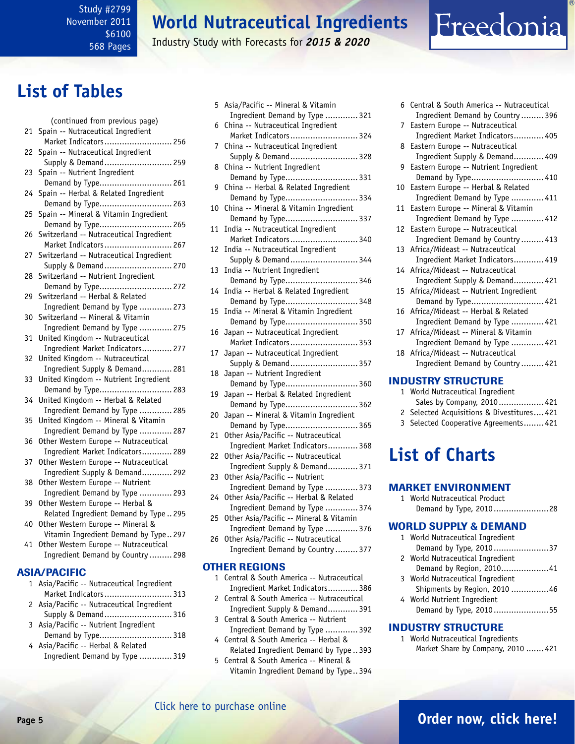# List of Tables

(continued from previous page)

21 Spain -- Nutraceutical Ingredient Market Indicators........................... 256
22 Spain -- Nutraceutical Ingredient Supply & Demand........................... 259
23 Spain -- Nutrient Ingredient Demand by Type............................. 261
24 Spain -- Herbal & Related Ingredient Demand by Type............................. 263
25 Spain -- Mineral & Vitamin Ingredient Demand by Type............................. 265
26 Switzerland -- Nutraceutical Ingredient Market Indicators........................... 267
27 Switzerland -- Nutraceutical Ingredient Supply & Demand........................... 270
28 Switzerland -- Nutrient Ingredient Demand by Type............................. 272
29 Switzerland -- Herbal & Related Ingredient Demand by Type ............. 273
30 Switzerland -- Mineral & Vitamin Ingredient Demand by Type ............. 275
31 United Kingdom -- Nutraceutical Ingredient Market Indicators............ 277
32 United Kingdom -- Nutraceutical Ingredient Supply & Demand............ 281
33 United Kingdom -- Nutrient Ingredient Demand by Type............................. 283
34 United Kingdom -- Herbal & Related Ingredient Demand by Type ............. 285
35 United Kingdom -- Mineral & Vitamin Ingredient Demand by Type ............. 287
36 Other Western Europe -- Nutraceutical Ingredient Market Indicators............ 289
37 Other Western Europe -- Nutraceutical Ingredient Supply & Demand............ 292
38 Other Western Europe -- Nutrient Ingredient Demand by Type ............. 293
39 Other Western Europe -- Herbal & Related Ingredient Demand by Type .. 295
40 Other Western Europe -- Mineral & Vitamin Ingredient Demand by Type .. 297
41 Other Western Europe -- Nutraceutical Ingredient Demand by Country ......... 298

## ASIA/PACIFIC

1 Asia/Pacific -- Nutraceutical Ingredient Market Indicators........................... 313
2 Asia/Pacific -- Nutraceutical Ingredient Supply & Demand........................... 316
3 Asia/Pacific -- Nutrient Ingredient Demand by Type............................. 318
4 Asia/Pacific -- Herbal & Related Ingredient Demand by Type ............. 319
5 Asia/Pacific -- Mineral & Vitamin Ingredient Demand by Type ............. 321
6 China -- Nutraceutical Ingredient Market Indicators........................... 324
7 China -- Nutraceutical Ingredient Supply & Demand........................... 328
8 China -- Nutrient Ingredient Demand by Type............................. 331
9 China -- Herbal & Related Ingredient Demand by Type............................. 334
10 China -- Mineral & Vitamin Ingredient Demand by Type............................. 337
11 India -- Nutraceutical Ingredient Market Indicators........................... 340
12 India -- Nutraceutical Ingredient Supply & Demand........................... 344
13 India -- Nutrient Ingredient Demand by Type............................. 346
14 India -- Herbal & Related Ingredient Demand by Type............................. 348
15 India -- Mineral & Vitamin Ingredient Demand by Type............................. 350
16 Japan -- Nutraceutical Ingredient Market Indicators........................... 353
17 Japan -- Nutraceutical Ingredient Supply & Demand........................... 357
18 Japan -- Nutrient Ingredient Demand by Type............................. 360
19 Japan -- Herbal & Related Ingredient Demand by Type............................. 362
20 Japan -- Mineral & Vitamin Ingredient Demand by Type............................. 365
21 Other Asia/Pacific -- Nutraceutical Ingredient Market Indicators............ 368
22 Other Asia/Pacific -- Nutraceutical Ingredient Supply & Demand............ 371
23 Other Asia/Pacific -- Nutrient Ingredient Demand by Type ............. 373
24 Other Asia/Pacific -- Herbal & Related Ingredient Demand by Type ............. 374
25 Other Asia/Pacific -- Mineral & Vitamin Ingredient Demand by Type ............. 376
26 Other Asia/Pacific -- Nutraceutical Ingredient Demand by Country ......... 377

## OTHER REGIONS

1 Central & South America -- Nutraceutical Ingredient Market Indicators............ 386
2 Central & South America -- Nutraceutical Ingredient Supply & Demand............ 391
3 Central & South America -- Nutrient Ingredient Demand by Type ............. 392
4 Central & South America -- Herbal & Related Ingredient Demand by Type .. 393
5 Central & South America -- Mineral & Vitamin Ingredient Demand by Type .. 394
6 Central & South America -- Nutraceutical Ingredient Demand by Country ......... 396
7 Eastern Europe -- Nutraceutical Ingredient Market Indicators............ 405
8 Eastern Europe -- Nutraceutical Ingredient Supply & Demand............ 409
9 Eastern Europe -- Nutrient Ingredient Demand by Type............................. 410
10 Eastern Europe -- Herbal & Related Ingredient Demand by Type ............. 411
11 Eastern Europe -- Mineral & Vitamin Ingredient Demand by Type ............. 412
12 Eastern Europe -- Nutraceutical Ingredient Demand by Country ......... 413
13 Africa/Mideast -- Nutraceutical Ingredient Market Indicators............ 419
14 Africa/Mideast -- Nutraceutical Ingredient Supply & Demand............ 421
15 Africa/Mideast -- Nutrient Ingredient Demand by Type............................. 421
16 Africa/Mideast -- Herbal & Related Ingredient Demand by Type ............. 421
17 Africa/Mideast -- Mineral & Vitamin Ingredient Demand by Type ............. 421
18 Africa/Mideast -- Nutraceutical Ingredient Demand by Country ......... 421

## INDUSTRY STRUCTURE

1 World Nutraceutical Ingredient Sales by Company, 2010.................. 421
2 Selected Acquisitions & Divestitures.... 421
3 Selected Cooperative Agreements........ 421

# List of Charts

## MARKET ENVIRONMENT

1 World Nutraceutical Product Demand by Type, 2010......................28

## WORLD SUPPLY & DEMAND

1 World Nutraceutical Ingredient Demand by Type, 2010......................37
2 World Nutraceutical Ingredient Demand by Region, 2010...................41
3 World Nutraceutical Ingredient Shipments by Region, 2010 ...............46
4 World Nutrient Ingredient Demand by Type, 2010......................55

## INDUSTRY STRUCTURE

1 World Nutraceutical Ingredients Market Share by Company, 2010 ....... 421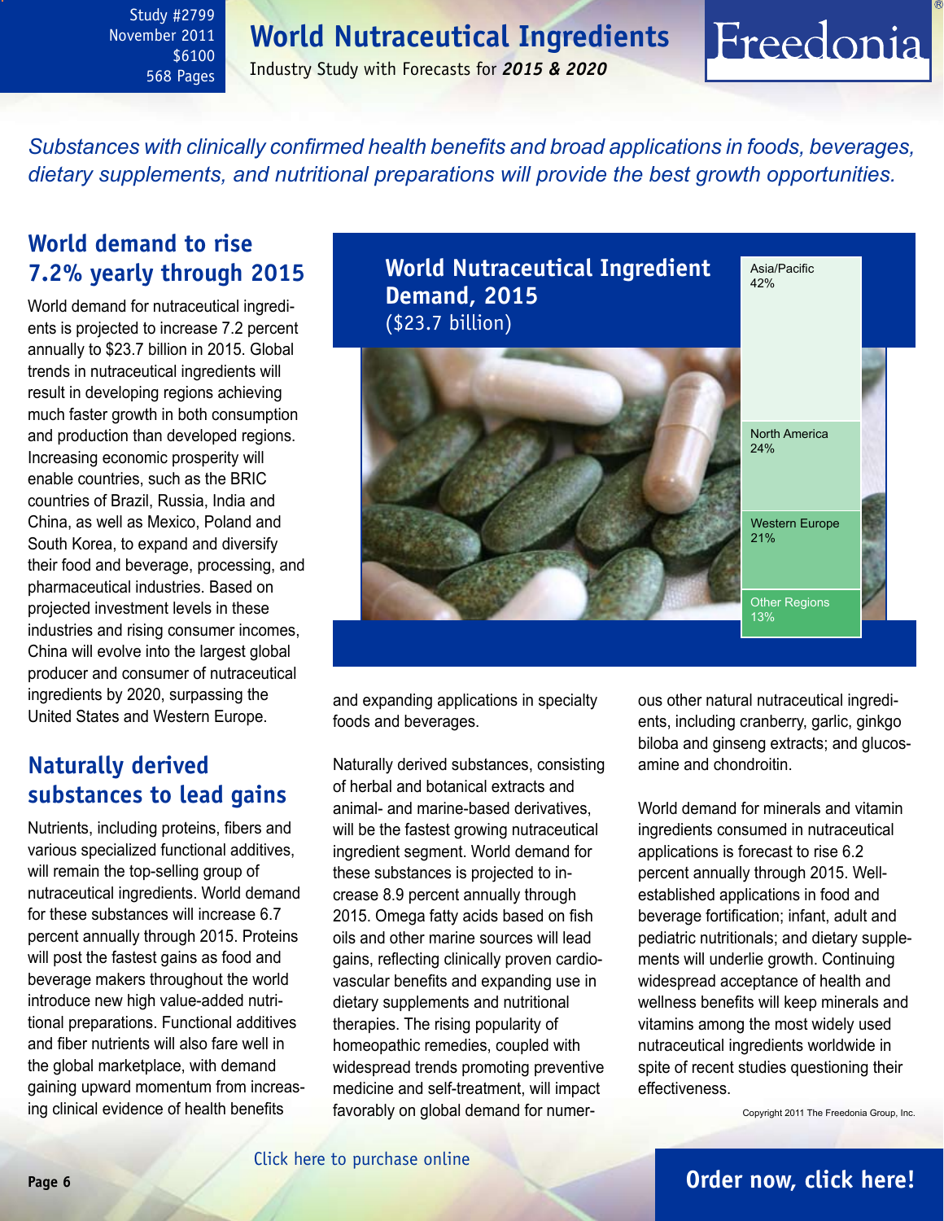Study #2799
November 2011
$6100
568 Pages

# World Nutraceutical Ingredients

Industry Study with Forecasts for ***2015 & 2020***

*Substances with clinically confirmed health benefits and broad applications in foods, beverages, dietary supplements, and nutritional preparations will provide the best growth opportunities.*

## World demand to rise 7.2% yearly through 2015

World demand for nutraceutical ingredients is projected to increase 7.2 percent annually to $23.7 billion in 2015. Global trends in nutraceutical ingredients will result in developing regions achieving much faster growth in both consumption and production than developed regions. Increasing economic prosperity will enable countries, such as the BRIC countries of Brazil, Russia, India and China, as well as Mexico, Poland and South Korea, to expand and diversify their food and beverage, processing, and pharmaceutical industries. Based on projected investment levels in these industries and rising consumer incomes, China will evolve into the largest global producer and consumer of nutraceutical ingredients by 2020, surpassing the United States and Western Europe.

**World Nutraceutical Ingredient Demand, 2015**
($23.7 billion)

| Region | Share |
|---|---|
| Asia/Pacific | 42% |
| North America | 24% |
| Western Europe | 21% |
| Other Regions | 13% |

## Naturally derived substances to lead gains

Nutrients, including proteins, fibers and various specialized functional additives, will remain the top-selling group of nutraceutical ingredients. World demand for these substances will increase 6.7 percent annually through 2015. Proteins will post the fastest gains as food and beverage makers throughout the world introduce new high value-added nutritional preparations. Functional additives and fiber nutrients will also fare well in the global marketplace, with demand gaining upward momentum from increasing clinical evidence of health benefits and expanding applications in specialty foods and beverages.

Naturally derived substances, consisting of herbal and botanical extracts and animal- and marine-based derivatives, will be the fastest growing nutraceutical ingredient segment. World demand for these substances is projected to increase 8.9 percent annually through 2015. Omega fatty acids based on fish oils and other marine sources will lead gains, reflecting clinically proven cardiovascular benefits and expanding use in dietary supplements and nutritional therapies. The rising popularity of homeopathic remedies, coupled with widespread trends promoting preventive medicine and self-treatment, will impact favorably on global demand for numerous other natural nutraceutical ingredients, including cranberry, garlic, ginkgo biloba and ginseng extracts; and glucosamine and chondroitin.

World demand for minerals and vitamin ingredients consumed in nutraceutical applications is forecast to rise 6.2 percent annually through 2015. Well-established applications in food and beverage fortification; infant, adult and pediatric nutritionals; and dietary supplements will underlie growth. Continuing widespread acceptance of health and wellness benefits will keep minerals and vitamins among the most widely used nutraceutical ingredients worldwide in spite of recent studies questioning their effectiveness.

Copyright 2011 The Freedonia Group, Inc.

Click here to purchase online

**Order now, click here!**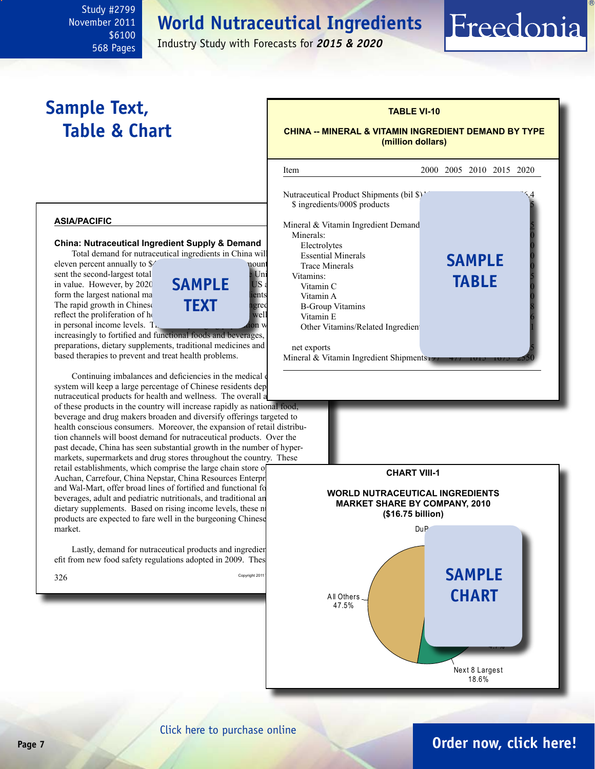Study #2799
November 2011
$6100
568 Pages

# World Nutraceutical Ingredients

Industry Study with Forecasts for ***2015 & 2020***

## Sample Text, Table & Chart

**TABLE VI-10**

**CHINA -- MINERAL & VITAMIN INGREDIENT DEMAND BY TYPE (million dollars)**

| Item | 2000 | 2005 | 2010 | 2015 | 2020 |
|---|---|---|---|---|---|
| Nutraceutical Product Shipments (bil $) | | | | | .4 |
| $ ingredients/000$ products | | | | | 5 |
| | | | | | |
| Mineral & Vitamin Ingredient Demand | | | | | 5 |
| Minerals: | | | | | 0 |
| Electrolytes | | | | | 0 |
| Essential Minerals | | | | | 0 |
| Trace Minerals | | | | | 0 |
| Vitamins: | | | | | 5 |
| Vitamin C | | | | | 0 |
| Vitamin A | | | | | 0 |
| B-Group Vitamins | | | | | 8 |
| Vitamin E | | | | | 6 |
| Other Vitamins/Related Ingredien | | | | | 1 |
| | | | | | |
| net exports | | | | | 5 |
| Mineral & Vitamin Ingredient Shipments | 19 | 47 | 101 | 167 | 2550 |

SAMPLE TABLE

### ASIA/PACIFIC

**China: Nutraceutical Ingredient Supply & Demand**

Total demand for nutraceutical ingredients in China will ... eleven percent annually to $ ... mount ... sent the second-largest total ... Uni ... in value. However, by 2020 ... US a ... form the largest national ma ... ients ... The rapid growth in Chines ... ngred ... reflect the proliferation of h ... well ... in personal income levels. T ... ion w ... increasingly to fortified and functional foods and beverages, ... preparations, dietary supplements, traditional medicines and ... based therapies to prevent and treat health problems.

SAMPLE TEXT

Continuing imbalances and deficiencies in the medical c... system will keep a large percentage of Chinese residents dep... nutraceutical products for health and wellness. The overall a... of these products in the country will increase rapidly as national food, beverage and drug makers broaden and diversify offerings targeted to health conscious consumers. Moreover, the expansion of retail distribution channels will boost demand for nutraceutical products. Over the past decade, China has seen substantial growth in the number of hypermarkets, supermarkets and drug stores throughout the country. These retail establishments, which comprise the large chain store o... Auchan, Carrefour, China Nepstar, China Resources Enterpr... and Wal-Mart, offer broad lines of fortified and functional fo... beverages, adult and pediatric nutritionals, and traditional an... dietary supplements. Based on rising income levels, these n... products are expected to fare well in the burgeoning Chines... market.

Lastly, demand for nutraceutical products and ingredien... efit from new food safety regulations adopted in 2009. Thes...

**CHART VIII-1**

**WORLD NUTRACEUTICAL INGREDIENTS MARKET SHARE BY COMPANY, 2010 ($16.75 billion)**

DuP...

All Others 47.5%

Next 8 Largest 18.6%

SAMPLE CHART

Click here to purchase online

**Order now, click here!**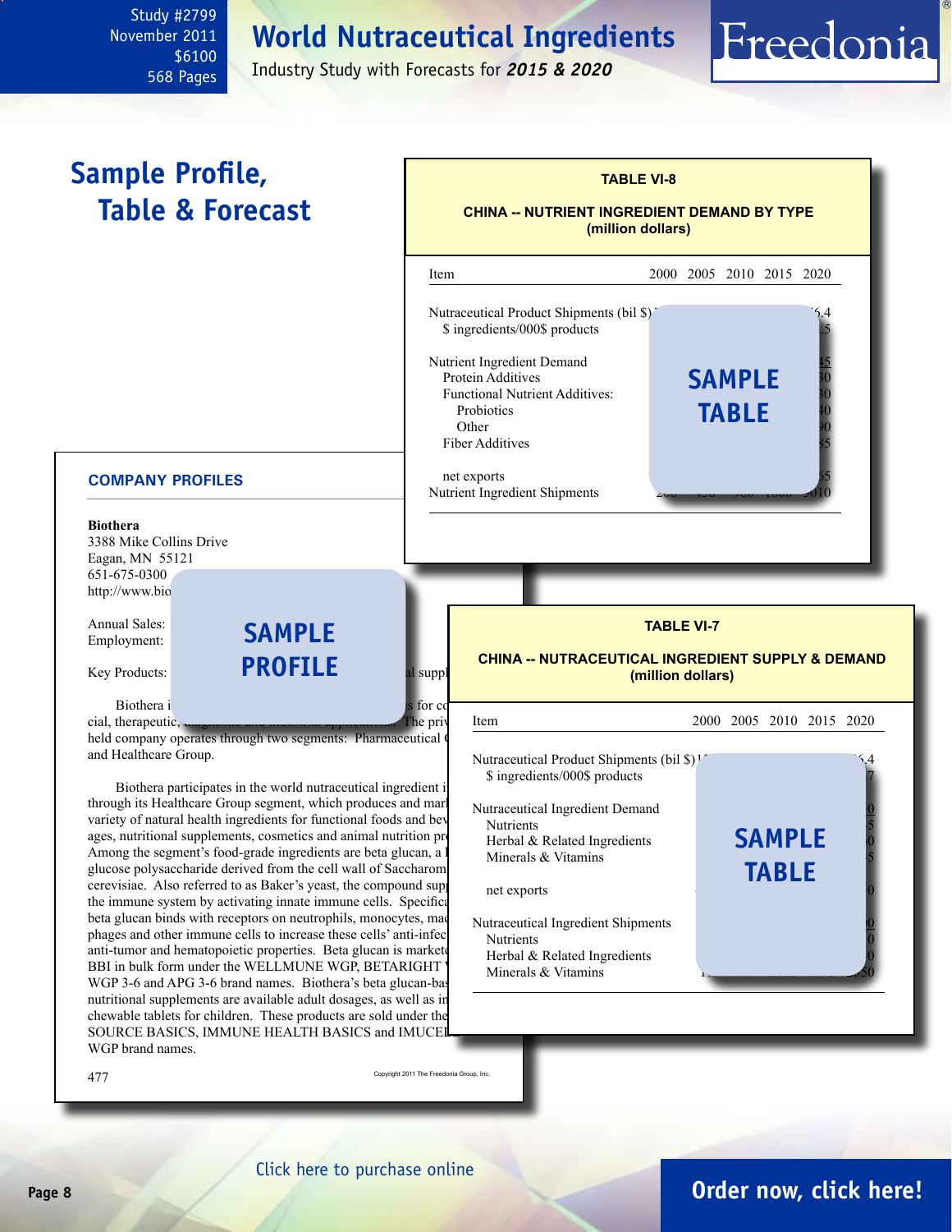Study #2799
November 2011
$6100
568 Pages

# World Nutraceutical Ingredients

Industry Study with Forecasts for ***2015 & 2020***

## Sample Profile, Table & Forecast

**TABLE VI-8**

**CHINA -- NUTRIENT INGREDIENT DEMAND BY TYPE (million dollars)**

| Item | 2000 | 2005 | 2010 | 2015 | 2020 |
|---|---|---|---|---|---|
| Nutraceutical Product Shipments (bil $) | | | | | 6.4 |
| $ ingredients/000$ products | | | | | 5 |
| Nutrient Ingredient Demand | | | | | 45 |
| Protein Additives | | | | | 30 |
| Functional Nutrient Additives: | | | | | 30 |
| Probiotics | | | | | 40 |
| Other | | | | | 90 |
| Fiber Additives | | | | | 35 |
| net exports | | | | | 65 |
| Nutrient Ingredient Shipments | 200 | 450 | 900 | 1000 | 3010 |

SAMPLE TABLE

### COMPANY PROFILES

**Biothera**
3388 Mike Collins Drive
Eagan, MN 55121
651-675-0300
http://www.bio

Annual Sales:
Employment:

Key Products: ... al suppl

SAMPLE PROFILE

Biothera i ... s for co cial, therapeutic, ... The priv held company operates through two segments: Pharmaceutical ( and Healthcare Group.

Biothera participates in the world nutraceutical ingredient i through its Healthcare Group segment, which produces and mar variety of natural health ingredients for functional foods and bev ages, nutritional supplements, cosmetics and animal nutrition pr Among the segment's food-grade ingredients are beta glucan, a glucose polysaccharide derived from the cell wall of Saccharom cerevisiae. Also referred to as Baker's yeast, the compound sup the immune system by activating innate immune cells. Specifica beta glucan binds with receptors on neutrophils, monocytes, mac phages and other immune cells to increase these cells' anti-infec anti-tumor and hematopoietic properties. Beta glucan is market BBI in bulk form under the WELLMUNE WGP, BETARIGHT WGP 3-6 and APG 3-6 brand names. Biothera's beta glucan-bas nutritional supplements are available adult dosages, as well as in chewable tablets for children. These products are sold under the SOURCE BASICS, IMMUNE HEALTH BASICS and IMUCEL WGP brand names.

477

Copyright 2011 The Freedonia Group, Inc.

**TABLE VI-7**

**CHINA -- NUTRACEUTICAL INGREDIENT SUPPLY & DEMAND (million dollars)**

| Item | 2000 | 2005 | 2010 | 2015 | 2020 |
|---|---|---|---|---|---|
| Nutraceutical Product Shipments (bil $) | 1 | | | | 6.4 |
| $ ingredients/000$ products | | | | | 7 |
| Nutraceutical Ingredient Demand | | | | | 0 |
| Nutrients | | | | | 5 |
| Herbal & Related Ingredients | | | | | 0 |
| Minerals & Vitamins | | | | | 5 |
| net exports | | | | | 0 |
| Nutraceutical Ingredient Shipments | | | | | 0 |
| Nutrients | | | | | 0 |
| Herbal & Related Ingredients | | | | | 0 |
| Minerals & Vitamins | 1 | | | | 50 |

SAMPLE TABLE

Click here to purchase online

**Order now, click here!**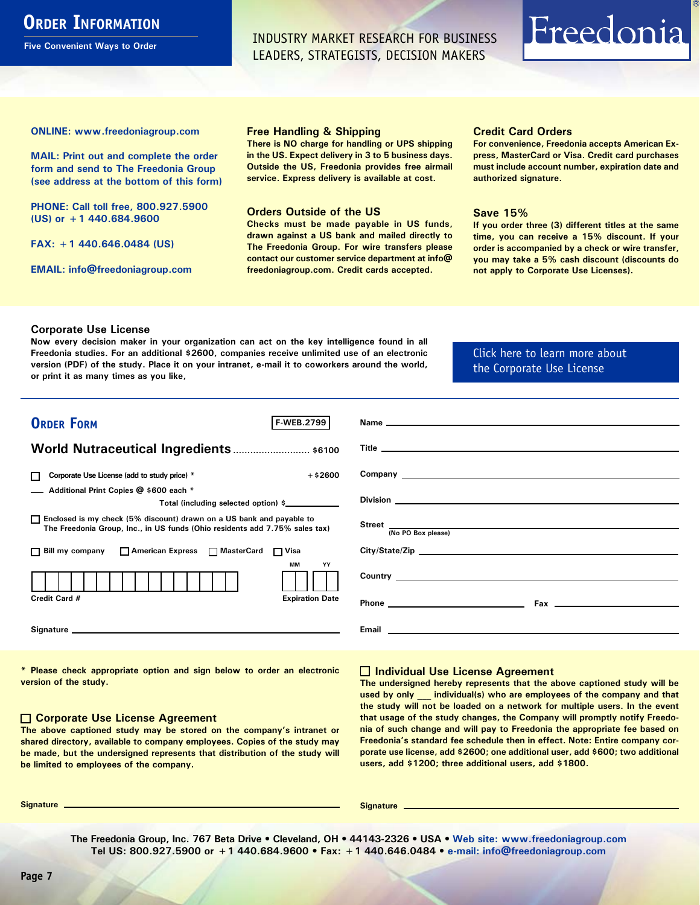# Order Information

Five Convenient Ways to Order

INDUSTRY MARKET RESEARCH FOR BUSINESS LEADERS, STRATEGISTS, DECISION MAKERS

Freedonia®

**ONLINE: www.freedoniagroup.com**

**MAIL: Print out and complete the order form and send to The Freedonia Group (see address at the bottom of this form)**

**PHONE: Call toll free, 800.927.5900 (US) or +1 440.684.9600**

**FAX: +1 440.646.0484 (US)**

**EMAIL: info@freedoniagroup.com**

### Free Handling & Shipping

There is NO charge for handling or UPS shipping in the US. Expect delivery in 3 to 5 business days. Outside the US, Freedonia provides free airmail service. Express delivery is available at cost.

### Orders Outside of the US

Checks must be made payable in US funds, drawn against a US bank and mailed directly to The Freedonia Group. For wire transfers please contact our customer service department at info@freedoniagroup.com. Credit cards accepted.

### Credit Card Orders

For convenience, Freedonia accepts American Express, MasterCard or Visa. Credit card purchases must include account number, expiration date and authorized signature.

### Save 15%

If you order three (3) different titles at the same time, you can receive a 15% discount. If your order is accompanied by a check or wire transfer, you may take a 5% cash discount (discounts do not apply to Corporate Use Licenses).

### Corporate Use License

Now every decision maker in your organization can act on the key intelligence found in all Freedonia studies. For an additional $2600, companies receive unlimited use of an electronic version (PDF) of the study. Place it on your intranet, e-mail it to coworkers around the world, or print it as many times as you like,

Click here to learn more about the Corporate Use License

## Order Form

F-WEB.2799

**World Nutraceutical Ingredients** .......................... $6100

☐ Corporate Use License (add to study price) * +$2600

___ Additional Print Copies @ $600 each *

Total (including selected option) $___________

☐ Enclosed is my check (5% discount) drawn on a US bank and payable to The Freedonia Group, Inc., in US funds (Ohio residents add 7.75% sales tax)

☐ Bill my company ☐ American Express ☐ MasterCard ☐ Visa

Credit Card # ____________________ Expiration Date MM / YY

Signature ____________________

Name ____________________

Title ____________________

Company ____________________

Division ____________________

Street ____________________ (No PO Box please)

City/State/Zip ____________________

Country ____________________

Phone ____________________ Fax ____________________

Email ____________________

\* Please check appropriate option and sign below to order an electronic version of the study.

### ☐ Corporate Use License Agreement

The above captioned study may be stored on the company's intranet or shared directory, available to company employees. Copies of the study may be made, but the undersigned represents that distribution of the study will be limited to employees of the company.

Signature ____________________

### ☐ Individual Use License Agreement

The undersigned hereby represents that the above captioned study will be used by only ___ individual(s) who are employees of the company and that the study will not be loaded on a network for multiple users. In the event that usage of the study changes, the Company will promptly notify Freedonia of such change and will pay to Freedonia the appropriate fee based on Freedonia's standard fee schedule then in effect. Note: Entire company corporate use license, add $2600; one additional user, add $600; two additional users, add $1200; three additional users, add $1800.

Signature ____________________

The Freedonia Group, Inc. 767 Beta Drive • Cleveland, OH • 44143-2326 • USA • Web site: www.freedoniagroup.com
Tel US: 800.927.5900 or +1 440.684.9600 • Fax: +1 440.646.0484 • e-mail: info@freedoniagroup.com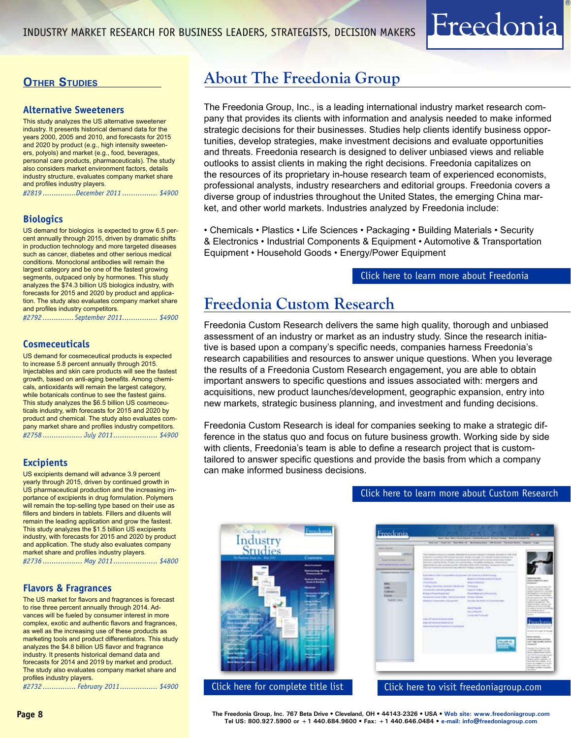INDUSTRY MARKET RESEARCH FOR BUSINESS LEADERS, STRATEGISTS, DECISION MAKERS

## Other Studies

### Alternative Sweeteners

This study analyzes the US alternative sweetener industry. It presents historical demand data for the years 2000, 2005 and 2010, and forecasts for 2015 and 2020 by product (e.g., high intensity sweeteners, polyols) and market (e.g., food, beverages, personal care products, pharmaceuticals). The study also considers market environment factors, details industry structure, evaluates company market share and profiles industry players.

*#2819 ............... December 2011 ................ $4900*

### Biologics

US demand for biologics is expected to grow 6.5 percent annually through 2015, driven by dramatic shifts in production technology and more targeted diseases such as cancer, diabetes and other serious medical conditions. Monoclonal antibodies will remain the largest category and be one of the fastest growing segments, outpaced only by hormones. This study analyzes the $74.3 billion US biologics industry, with forecasts for 2015 and 2020 by product and application. The study also evaluates company market share and profiles industry competitors.

*#2792 .............. September 2011................ $4900*

### Cosmeceuticals

US demand for cosmeceutical products is expected to increase 5.8 percent annually through 2015. Injectables and skin care products will see the fastest growth, based on anti-aging benefits. Among chemicals, antioxidants will remain the largest category, while botanicals continue to see the fastest gains. This study analyzes the $6.5 billion US cosmeceuticals industry, with forecasts for 2015 and 2020 by product and chemical. The study also evaluates company market share and profiles industry competitors.

*#2758 .................. July 2011.................... $4900*

### Excipients

US excipients demand will advance 3.9 percent yearly through 2015, driven by continued growth in US pharmaceutical production and the increasing importance of excipients in drug formulation. Polymers will remain the top-selling type based on their use as fillers and binders in tablets. Fillers and diluents will remain the leading application and grow the fastest. This study analyzes the $1.5 billion US excipients industry, with forecasts for 2015 and 2020 by product and application. The study also evaluates company market share and profiles industry players.

*#2736 .................. May 2011.................... $4800*

### Flavors & Fragrances

The US market for flavors and fragrances is forecast to rise three percent annually through 2014. Advances will be fueled by consumer interest in more complex, exotic and authentic flavors and fragrances, as well as the increasing use of these products as marketing tools and product differentiators. This study analyzes the $4.8 billion US flavor and fragrance industry. It presents historical demand data and forecasts for 2014 and 2019 by market and product. The study also evaluates company market share and profiles industry players.

*#2732 ............... February 2011................. $4900*

## About The Freedonia Group

The Freedonia Group, Inc., is a leading international industry market research company that provides its clients with information and analysis needed to make informed strategic decisions for their businesses. Studies help clients identify business opportunities, develop strategies, make investment decisions and evaluate opportunities and threats. Freedonia research is designed to deliver unbiased views and reliable outlooks to assist clients in making the right decisions. Freedonia capitalizes on the resources of its proprietary in-house research team of experienced economists, professional analysts, industry researchers and editorial groups. Freedonia covers a diverse group of industries throughout the United States, the emerging China market, and other world markets. Industries analyzed by Freedonia include:

• Chemicals • Plastics • Life Sciences • Packaging • Building Materials • Security & Electronics • Industrial Components & Equipment • Automotive & Transportation Equipment • Household Goods • Energy/Power Equipment

Click here to learn more about Freedonia

## Freedonia Custom Research

Freedonia Custom Research delivers the same high quality, thorough and unbiased assessment of an industry or market as an industry study. Since the research initiative is based upon a company's specific needs, companies harness Freedonia's research capabilities and resources to answer unique questions. When you leverage the results of a Freedonia Custom Research engagement, you are able to obtain important answers to specific questions and issues associated with: mergers and acquisitions, new product launches/development, geographic expansion, entry into new markets, strategic business planning, and investment and funding decisions.

Freedonia Custom Research is ideal for companies seeking to make a strategic difference in the status quo and focus on future business growth. Working side by side with clients, Freedonia's team is able to define a research project that is custom-tailored to answer specific questions and provide the basis from which a company can make informed business decisions.

Click here to learn more about Custom Research

Click here for complete title list

Click here to visit freedoniagroup.com

**The Freedonia Group, Inc. 767 Beta Drive • Cleveland, OH • 44143-2326 • USA • Web site: www.freedoniagroup.com**
**Tel US: 800.927.5900 or +1 440.684.9600 • Fax: +1 440.646.0484 • e-mail: info@freedoniagroup.com**